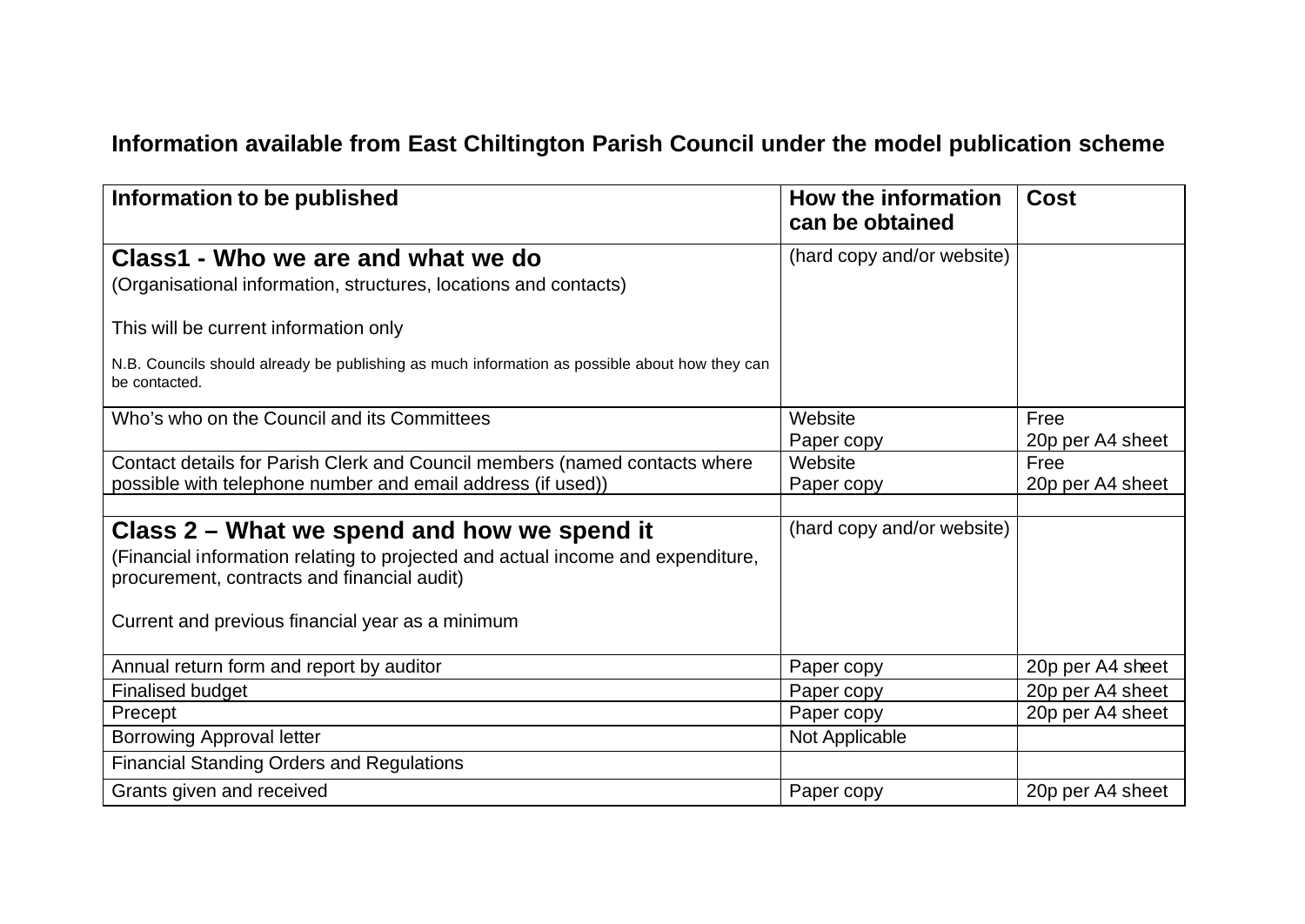## Information available from East Chiltington Parish Council under the model publication scheme

| Information to be published | How the information can be obtained | Cost |
|---|---|---|
| **Class1 - Who we are and what we do**<br>(Organisational information, structures, locations and contacts)<br><br>This will be current information only<br><br>N.B. Councils should already be publishing as much information as possible about how they can be contacted. | (hard copy and/or website) | |
| Who's who on the Council and its Committees | Website<br>Paper copy | Free<br>20p per A4 sheet |
| Contact details for Parish Clerk and Council members (named contacts where possible with telephone number and email address (if used)) | Website<br>Paper copy | Free<br>20p per A4 sheet |
| | | |
| **Class 2 – What we spend and how we spend it**<br>(Financial information relating to projected and actual income and expenditure, procurement, contracts and financial audit)<br><br>Current and previous financial year as a minimum | (hard copy and/or website) | |
| Annual return form and report by auditor | Paper copy | 20p per A4 sheet |
| Finalised budget | Paper copy | 20p per A4 sheet |
| Precept | Paper copy | 20p per A4 sheet |
| Borrowing Approval letter | Not Applicable | |
| Financial Standing Orders and Regulations | | |
| Grants given and received | Paper copy | 20p per A4 sheet |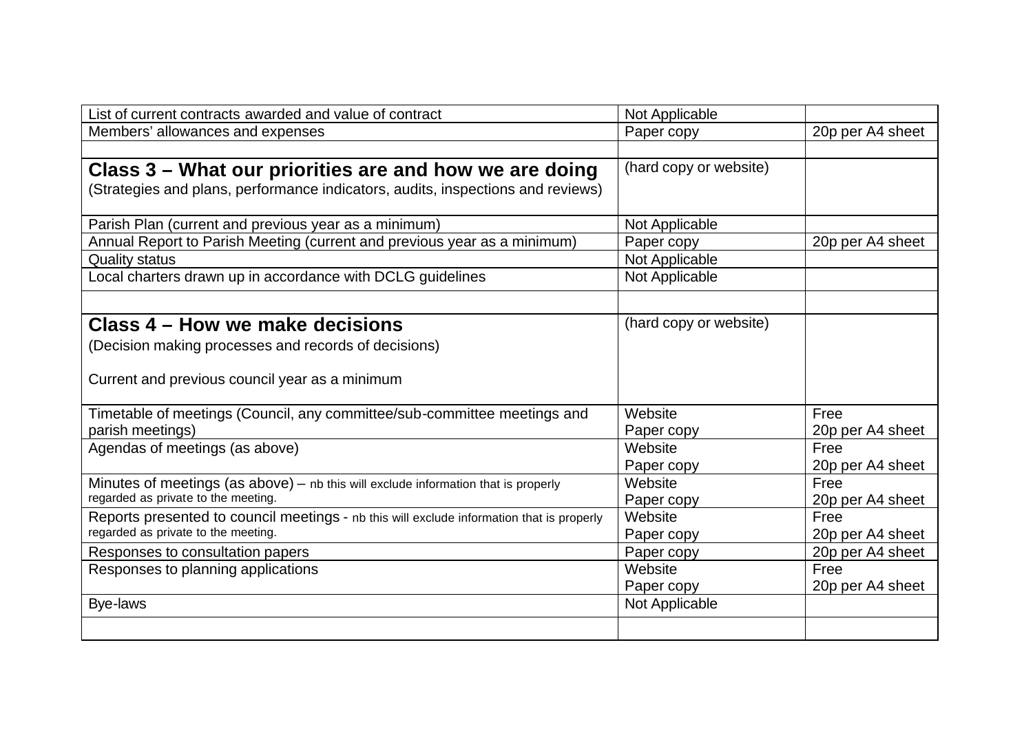| | | |
|---|---|---|
| List of current contracts awarded and value of contract | Not Applicable | |
| Members' allowances and expenses | Paper copy | 20p per A4 sheet |
| | | |
| **Class 3 – What our priorities are and how we are doing**<br>(Strategies and plans, performance indicators, audits, inspections and reviews) | (hard copy or website) | |
| Parish Plan (current and previous year as a minimum) | Not Applicable | |
| Annual Report to Parish Meeting (current and previous year as a minimum) | Paper copy | 20p per A4 sheet |
| Quality status | Not Applicable | |
| Local charters drawn up in accordance with DCLG guidelines | Not Applicable | |
| | | |
| **Class 4 – How we make decisions**<br>(Decision making processes and records of decisions)<br><br>Current and previous council year as a minimum | (hard copy or website) | |
| Timetable of meetings (Council, any committee/sub-committee meetings and parish meetings) | Website<br>Paper copy | Free<br>20p per A4 sheet |
| Agendas of meetings (as above) | Website<br>Paper copy | Free<br>20p per A4 sheet |
| Minutes of meetings (as above) – nb this will exclude information that is properly regarded as private to the meeting. | Website<br>Paper copy | Free<br>20p per A4 sheet |
| Reports presented to council meetings - nb this will exclude information that is properly regarded as private to the meeting. | Website<br>Paper copy | Free<br>20p per A4 sheet |
| Responses to consultation papers | Paper copy | 20p per A4 sheet |
| Responses to planning applications | Website<br>Paper copy | Free<br>20p per A4 sheet |
| Bye-laws | Not Applicable | |
| | | |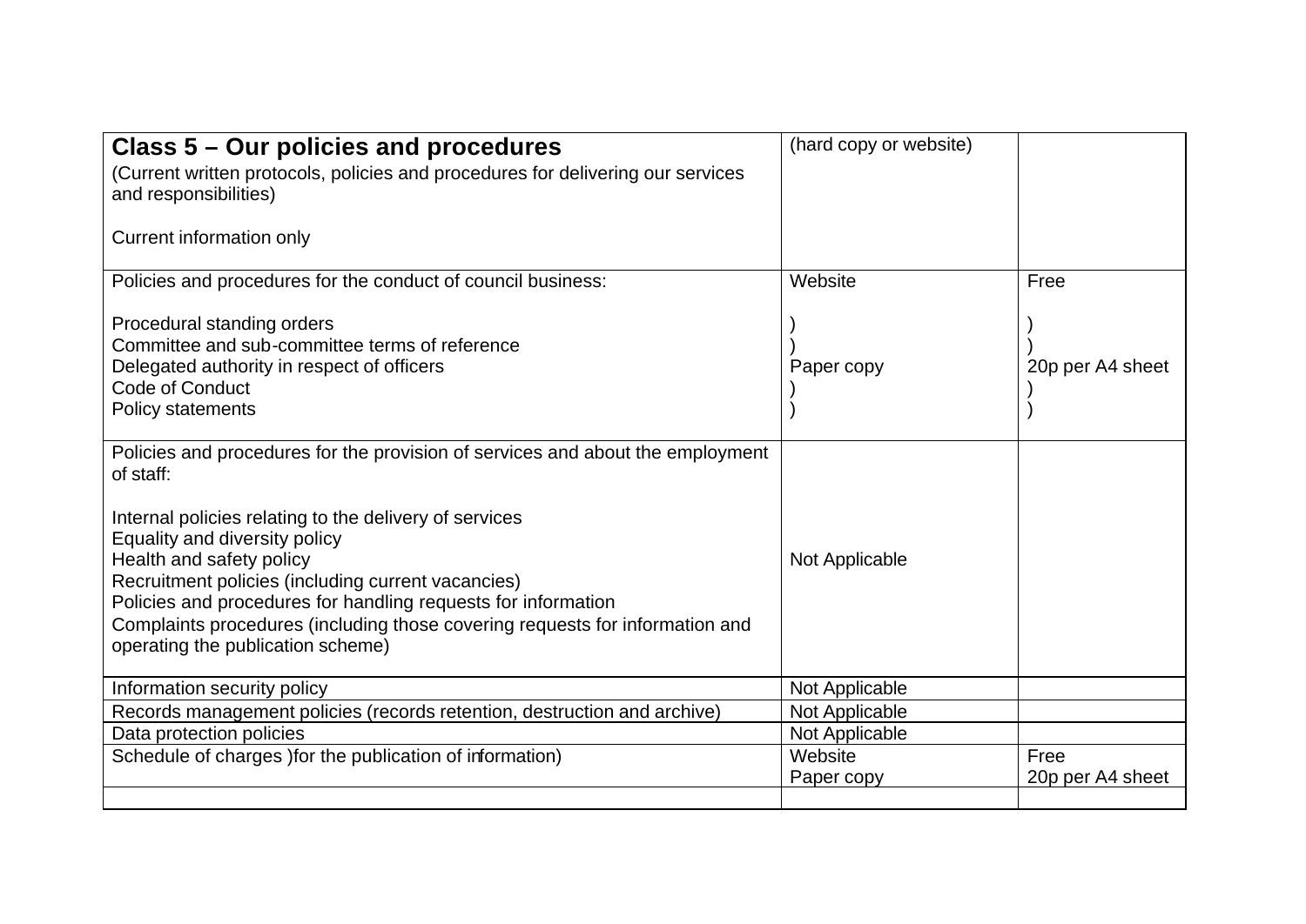| **Class 5 – Our policies and procedures**<br>(Current written protocols, policies and procedures for delivering our services and responsibilities)<br><br>Current information only | (hard copy or website) | |
|---|---|---|
| Policies and procedures for the conduct of council business:<br><br>Procedural standing orders<br>Committee and sub-committee terms of reference<br>Delegated authority in respect of officers<br>Code of Conduct<br>Policy statements | Website<br><br>)<br>)<br>Paper copy<br>)<br>) | Free<br><br>)<br>)<br>20p per A4 sheet<br>)<br>) |
| Policies and procedures for the provision of services and about the employment of staff:<br><br>Internal policies relating to the delivery of services<br>Equality and diversity policy<br>Health and safety policy<br>Recruitment policies (including current vacancies)<br>Policies and procedures for handling requests for information<br>Complaints procedures (including those covering requests for information and operating the publication scheme) | Not Applicable | |
| Information security policy | Not Applicable | |
| Records management policies (records retention, destruction and archive) | Not Applicable | |
| Data protection policies | Not Applicable | |
| Schedule of charges )for the publication of information) | Website<br>Paper copy | Free<br>20p per A4 sheet |
| | | |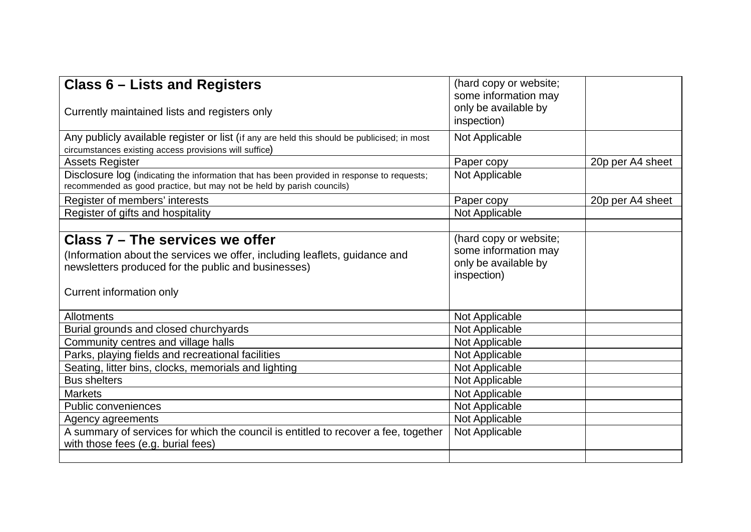| **Class 6 – Lists and Registers**<br><br>Currently maintained lists and registers only | (hard copy or website; some information may only be available by inspection) | |
|---|---|---|
| Any publicly available register or list (if any are held this should be publicised; in most circumstances existing access provisions will suffice) | Not Applicable | |
| Assets Register | Paper copy | 20p per A4 sheet |
| Disclosure log (indicating the information that has been provided in response to requests; recommended as good practice, but may not be held by parish councils) | Not Applicable | |
| Register of members' interests | Paper copy | 20p per A4 sheet |
| Register of gifts and hospitality | Not Applicable | |
| | | |
| **Class 7 – The services we offer**<br>(Information about the services we offer, including leaflets, guidance and newsletters produced for the public and businesses)<br><br>Current information only | (hard copy or website; some information may only be available by inspection) | |
| Allotments | Not Applicable | |
| Burial grounds and closed churchyards | Not Applicable | |
| Community centres and village halls | Not Applicable | |
| Parks, playing fields and recreational facilities | Not Applicable | |
| Seating, litter bins, clocks, memorials and lighting | Not Applicable | |
| Bus shelters | Not Applicable | |
| Markets | Not Applicable | |
| Public conveniences | Not Applicable | |
| Agency agreements | Not Applicable | |
| A summary of services for which the council is entitled to recover a fee, together with those fees (e.g. burial fees) | Not Applicable | |
| | | |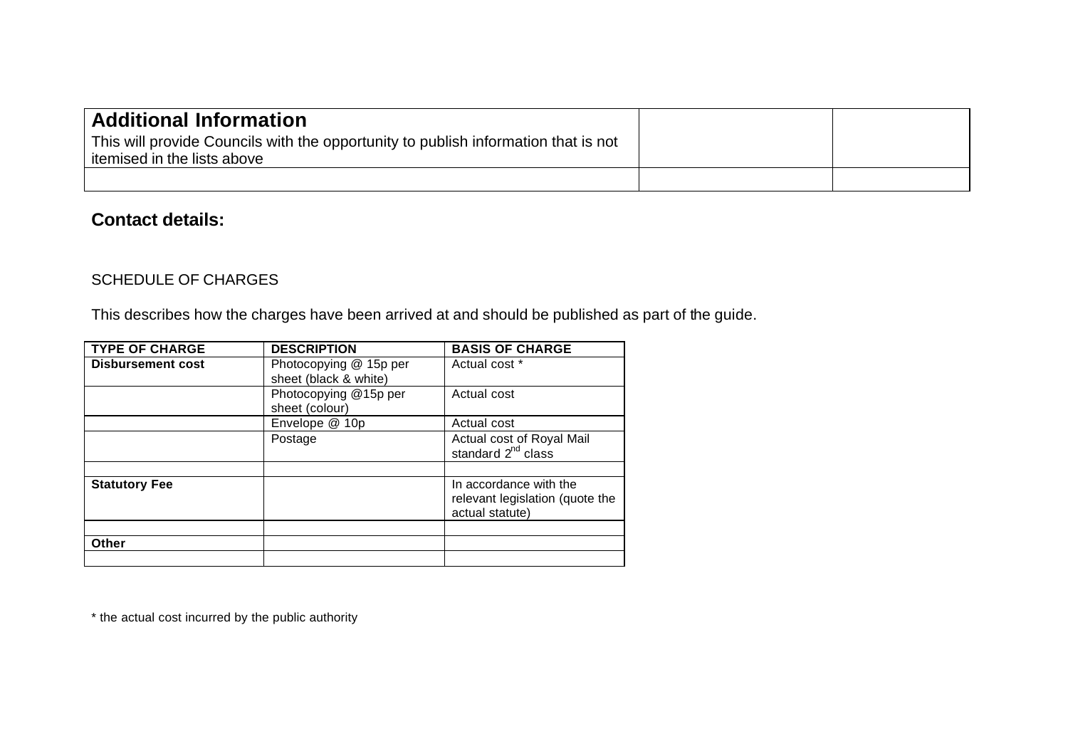| Additional Information<br>This will provide Councils with the opportunity to publish information that is not itemised in the lists above | | |
|---|---|---|
| | | |

**Contact details:**

SCHEDULE OF CHARGES

This describes how the charges have been arrived at and should be published as part of the guide.

| TYPE OF CHARGE | DESCRIPTION | BASIS OF CHARGE |
|---|---|---|
| **Disbursement cost** | Photocopying @ 15p per sheet (black & white) | Actual cost * |
| | Photocopying @15p per sheet (colour) | Actual cost |
| | Envelope @ 10p | Actual cost |
| | Postage | Actual cost of Royal Mail standard 2nd class |
| | | |
| **Statutory Fee** | | In accordance with the relevant legislation (quote the actual statute) |
| | | |
| **Other** | | |
| | | |

* the actual cost incurred by the public authority